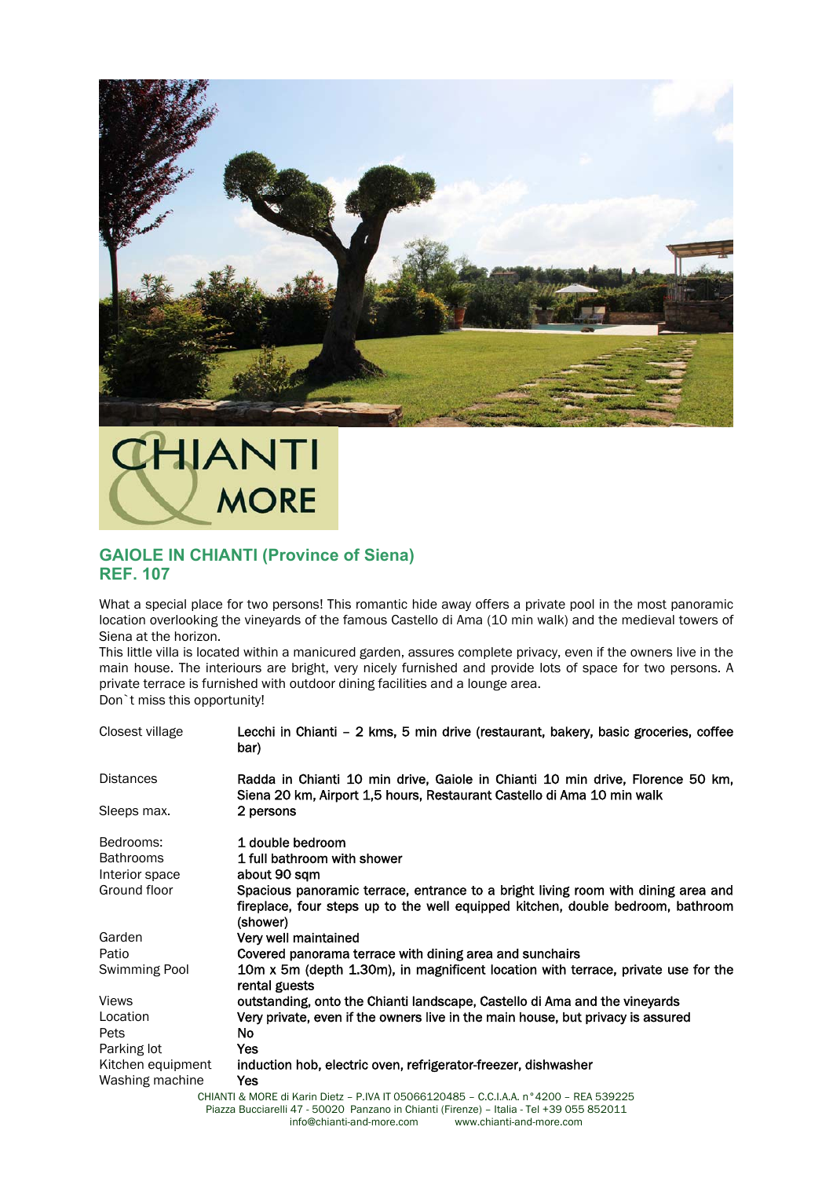## GAIOLE IN CHIANTI (Province of Siena)
## REF. 107

What a special place for two persons! This romantic hide away offers a private pool in the most panoramic location overlooking the vineyards of the famous Castello di Ama (10 min walk) and the medieval towers of Siena at the horizon.
This little villa is located within a manicured garden, assures complete privacy, even if the owners live in the main house. The interiours are bright, very nicely furnished and provide lots of space for two persons. A private terrace is furnished with outdoor dining facilities and a lounge area.
Don`t miss this opportunity!

| | |
|---|---|
| Closest village | Lecchi in Chianti – 2 kms, 5 min drive (restaurant, bakery, basic groceries, coffee bar) |
| Distances | Radda in Chianti 10 min drive, Gaiole in Chianti 10 min drive, Florence 50 km, Siena 20 km, Airport 1,5 hours, Restaurant Castello di Ama 10 min walk |
| Sleeps max. | 2 persons |
| Bedrooms: | 1 double bedroom |
| Bathrooms | 1 full bathroom with shower |
| Interior space | about 90 sqm |
| Ground floor | Spacious panoramic terrace, entrance to a bright living room with dining area and fireplace, four steps up to the well equipped kitchen, double bedroom, bathroom (shower) |
| Garden | Very well maintained |
| Patio | Covered panorama terrace with dining area and sunchairs |
| Swimming Pool | 10m x 5m (depth 1.30m), in magnificent location with terrace, private use for the rental guests |
| Views | outstanding, onto the Chianti landscape, Castello di Ama and the vineyards |
| Location | Very private, even if the owners live in the main house, but privacy is assured |
| Pets | No |
| Parking lot | Yes |
| Kitchen equipment | induction hob, electric oven, refrigerator-freezer, dishwasher |
| Washing machine | Yes |

CHIANTI & MORE di Karin Dietz – P.IVA IT 05066120485 – C.C.I.A.A. n°4200 – REA 539225
Piazza Bucciarelli 47 - 50020 Panzano in Chianti (Firenze) – Italia - Tel +39 055 852011
info@chianti-and-more.com www.chianti-and-more.com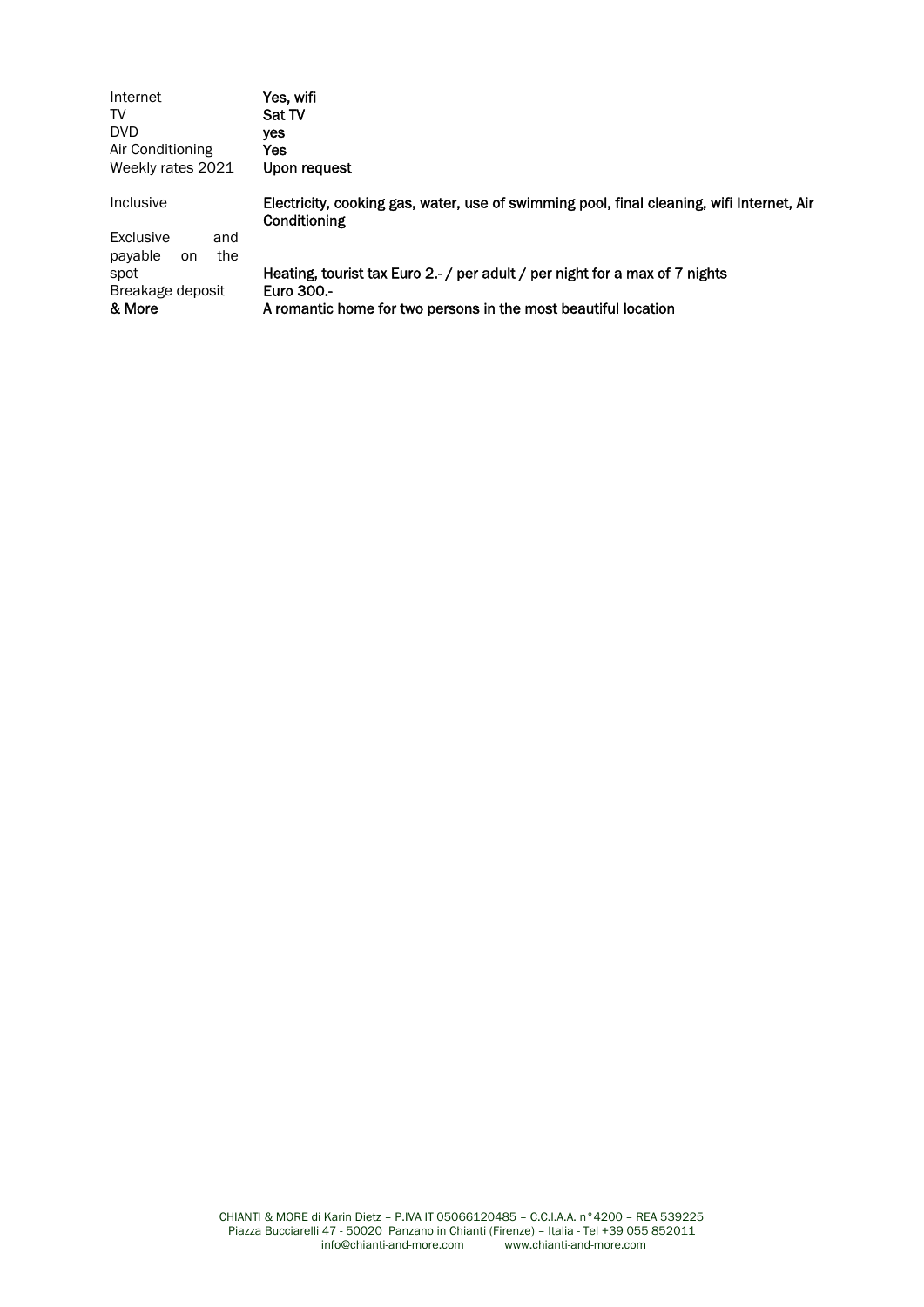| | |
|---|---|
| Internet | **Yes, wifi** |
| TV | **Sat TV** |
| DVD | **yes** |
| Air Conditioning | **Yes** |
| Weekly rates 2021 | **Upon request** |
| Inclusive | **Electricity, cooking gas, water, use of swimming pool, final cleaning, wifi Internet, Air Conditioning** |
| Exclusive and payable on the spot | **Heating, tourist tax Euro 2.- / per adult / per night for a max of 7 nights** |
| Breakage deposit | **Euro 300.-** |
| **& More** | **A romantic home for two persons in the most beautiful location** |

CHIANTI & MORE di Karin Dietz – P.IVA IT 05066120485 – C.C.I.A.A. n°4200 – REA 539225
Piazza Bucciarelli 47 - 50020 Panzano in Chianti (Firenze) – Italia - Tel +39 055 852011
info@chianti-and-more.com www.chianti-and-more.com